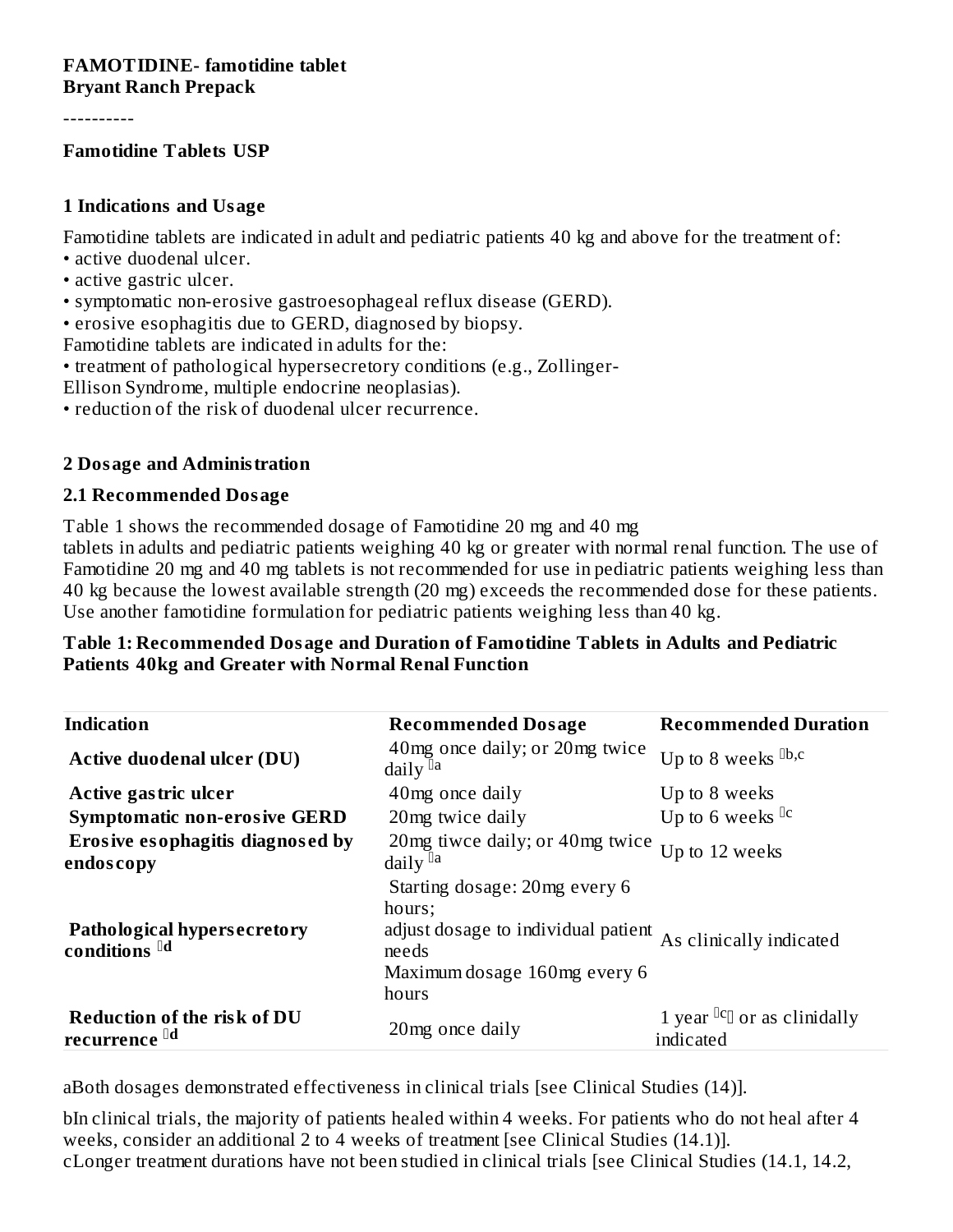**FAMOTIDINE- famotidine tablet**
**Bryant Ranch Prepack**

----------

**Famotidine Tablets USP**

## 1 Indications and Usage

Famotidine tablets are indicated in adult and pediatric patients 40 kg and above for the treatment of:

- active duodenal ulcer.
- active gastric ulcer.
- symptomatic non-erosive gastroesophageal reflux disease (GERD).
- erosive esophagitis due to GERD, diagnosed by biopsy.

Famotidine tablets are indicated in adults for the:

- treatment of pathological hypersecretory conditions (e.g., Zollinger-Ellison Syndrome, multiple endocrine neoplasias).
- reduction of the risk of duodenal ulcer recurrence.

## 2 Dosage and Administration

### 2.1 Recommended Dosage

Table 1 shows the recommended dosage of Famotidine 20 mg and 40 mg tablets in adults and pediatric patients weighing 40 kg or greater with normal renal function. The use of Famotidine 20 mg and 40 mg tablets is not recommended for use in pediatric patients weighing less than 40 kg because the lowest available strength (20 mg) exceeds the recommended dose for these patients. Use another famotidine formulation for pediatric patients weighing less than 40 kg.

**Table 1: Recommended Dosage and Duration of Famotidine Tablets in Adults and Pediatric Patients 40kg and Greater with Normal Renal Function**

| Indication | Recommended Dosage | Recommended Duration |
|---|---|---|
| **Active duodenal ulcer (DU)** | 40mg once daily; or 20mg twice daily [a] | Up to 8 weeks [b,c] |
| **Active gastric ulcer** | 40mg once daily | Up to 8 weeks |
| **Symptomatic non-erosive GERD** | 20mg twice daily | Up to 6 weeks [c] |
| **Erosive esophagitis diagnosed by endoscopy** | 20mg tiwce daily; or 40mg twice daily [a] | Up to 12 weeks |
| **Pathological hypersecretory conditions [d]** | Starting dosage: 20mg every 6 hours; adjust dosage to individual patient needs Maximum dosage 160mg every 6 hours | As clinically indicated |
| **Reduction of the risk of DU recurrence [d]** | 20mg once daily | 1 year [c] or as clinidally indicated |

aBoth dosages demonstrated effectiveness in clinical trials [see Clinical Studies (14)].

bIn clinical trials, the majority of patients healed within 4 weeks. For patients who do not heal after 4 weeks, consider an additional 2 to 4 weeks of treatment [see Clinical Studies (14.1)].

cLonger treatment durations have not been studied in clinical trials [see Clinical Studies (14.1, 14.2,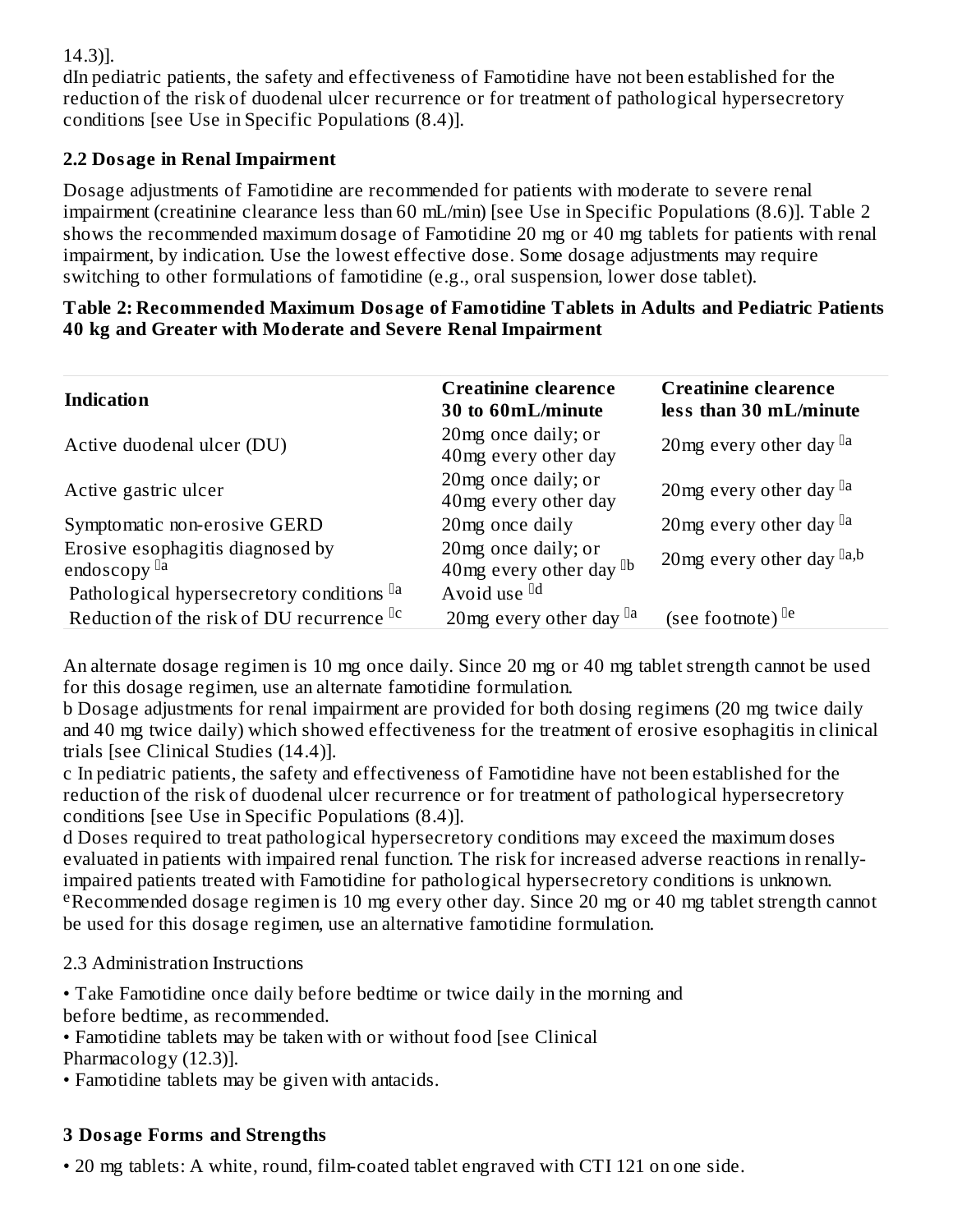14.3)].

dIn pediatric patients, the safety and effectiveness of Famotidine have not been established for the reduction of the risk of duodenal ulcer recurrence or for treatment of pathological hypersecretory conditions [see Use in Specific Populations (8.4)].

## 2.2 Dosage in Renal Impairment

Dosage adjustments of Famotidine are recommended for patients with moderate to severe renal impairment (creatinine clearance less than 60 mL/min) [see Use in Specific Populations (8.6)]. Table 2 shows the recommended maximum dosage of Famotidine 20 mg or 40 mg tablets for patients with renal impairment, by indication. Use the lowest effective dose. Some dosage adjustments may require switching to other formulations of famotidine (e.g., oral suspension, lower dose tablet).

**Table 2: Recommended Maximum Dosage of Famotidine Tablets in Adults and Pediatric Patients 40 kg and Greater with Moderate and Severe Renal Impairment**

| Indication | Creatinine clearence 30 to 60mL/minute | Creatinine clearence less than 30 mL/minute |
|---|---|---|
| Active duodenal ulcer (DU) | 20mg once daily; or 40mg every other day | 20mg every other day [a] |
| Active gastric ulcer | 20mg once daily; or 40mg every other day | 20mg every other day [a] |
| Symptomatic non-erosive GERD | 20mg once daily | 20mg every other day [a] |
| Erosive esophagitis diagnosed by endoscopy [a] | 20mg once daily; or 40mg every other day [b] | 20mg every other day [a,b] |
| Pathological hypersecretory conditions [a] | Avoid use [d] | |
| Reduction of the risk of DU recurrence [c] | 20mg every other day [a] | (see footnote) [e] |

An alternate dosage regimen is 10 mg once daily. Since 20 mg or 40 mg tablet strength cannot be used for this dosage regimen, use an alternate famotidine formulation.

b Dosage adjustments for renal impairment are provided for both dosing regimens (20 mg twice daily and 40 mg twice daily) which showed effectiveness for the treatment of erosive esophagitis in clinical trials [see Clinical Studies (14.4)].

c In pediatric patients, the safety and effectiveness of Famotidine have not been established for the reduction of the risk of duodenal ulcer recurrence or for treatment of pathological hypersecretory conditions [see Use in Specific Populations (8.4)].

d Doses required to treat pathological hypersecretory conditions may exceed the maximum doses evaluated in patients with impaired renal function. The risk for increased adverse reactions in renally-impaired patients treated with Famotidine for pathological hypersecretory conditions is unknown.

[e] Recommended dosage regimen is 10 mg every other day. Since 20 mg or 40 mg tablet strength cannot be used for this dosage regimen, use an alternative famotidine formulation.

2.3 Administration Instructions

- Take Famotidine once daily before bedtime or twice daily in the morning and before bedtime, as recommended.
- Famotidine tablets may be taken with or without food [see Clinical Pharmacology (12.3)].
- Famotidine tablets may be given with antacids.

## 3 Dosage Forms and Strengths

- 20 mg tablets: A white, round, film-coated tablet engraved with CTI 121 on one side.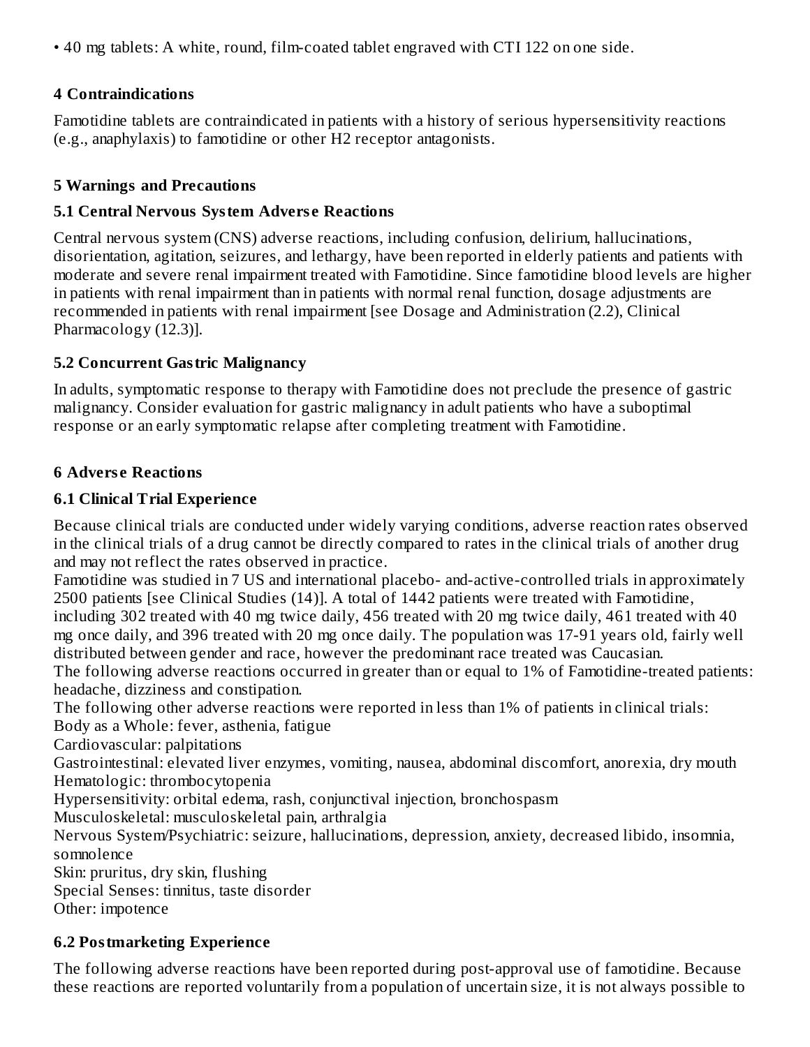• 40 mg tablets: A white, round, film-coated tablet engraved with CTI 122 on one side.

## 4 Contraindications

Famotidine tablets are contraindicated in patients with a history of serious hypersensitivity reactions (e.g., anaphylaxis) to famotidine or other H2 receptor antagonists.

## 5 Warnings and Precautions

### 5.1 Central Nervous System Adverse Reactions

Central nervous system (CNS) adverse reactions, including confusion, delirium, hallucinations, disorientation, agitation, seizures, and lethargy, have been reported in elderly patients and patients with moderate and severe renal impairment treated with Famotidine. Since famotidine blood levels are higher in patients with renal impairment than in patients with normal renal function, dosage adjustments are recommended in patients with renal impairment [see Dosage and Administration (2.2), Clinical Pharmacology (12.3)].

### 5.2 Concurrent Gastric Malignancy

In adults, symptomatic response to therapy with Famotidine does not preclude the presence of gastric malignancy. Consider evaluation for gastric malignancy in adult patients who have a suboptimal response or an early symptomatic relapse after completing treatment with Famotidine.

## 6 Adverse Reactions

### 6.1 Clinical Trial Experience

Because clinical trials are conducted under widely varying conditions, adverse reaction rates observed in the clinical trials of a drug cannot be directly compared to rates in the clinical trials of another drug and may not reflect the rates observed in practice.

Famotidine was studied in 7 US and international placebo- and-active-controlled trials in approximately 2500 patients [see Clinical Studies (14)]. A total of 1442 patients were treated with Famotidine, including 302 treated with 40 mg twice daily, 456 treated with 20 mg twice daily, 461 treated with 40 mg once daily, and 396 treated with 20 mg once daily. The population was 17-91 years old, fairly well distributed between gender and race, however the predominant race treated was Caucasian.

The following adverse reactions occurred in greater than or equal to 1% of Famotidine-treated patients: headache, dizziness and constipation.

The following other adverse reactions were reported in less than 1% of patients in clinical trials:

Body as a Whole: fever, asthenia, fatigue

Cardiovascular: palpitations

Gastrointestinal: elevated liver enzymes, vomiting, nausea, abdominal discomfort, anorexia, dry mouth

Hematologic: thrombocytopenia

Hypersensitivity: orbital edema, rash, conjunctival injection, bronchospasm

Musculoskeletal: musculoskeletal pain, arthralgia

Nervous System/Psychiatric: seizure, hallucinations, depression, anxiety, decreased libido, insomnia, somnolence

Skin: pruritus, dry skin, flushing

Special Senses: tinnitus, taste disorder

Other: impotence

### 6.2 Postmarketing Experience

The following adverse reactions have been reported during post-approval use of famotidine. Because these reactions are reported voluntarily from a population of uncertain size, it is not always possible to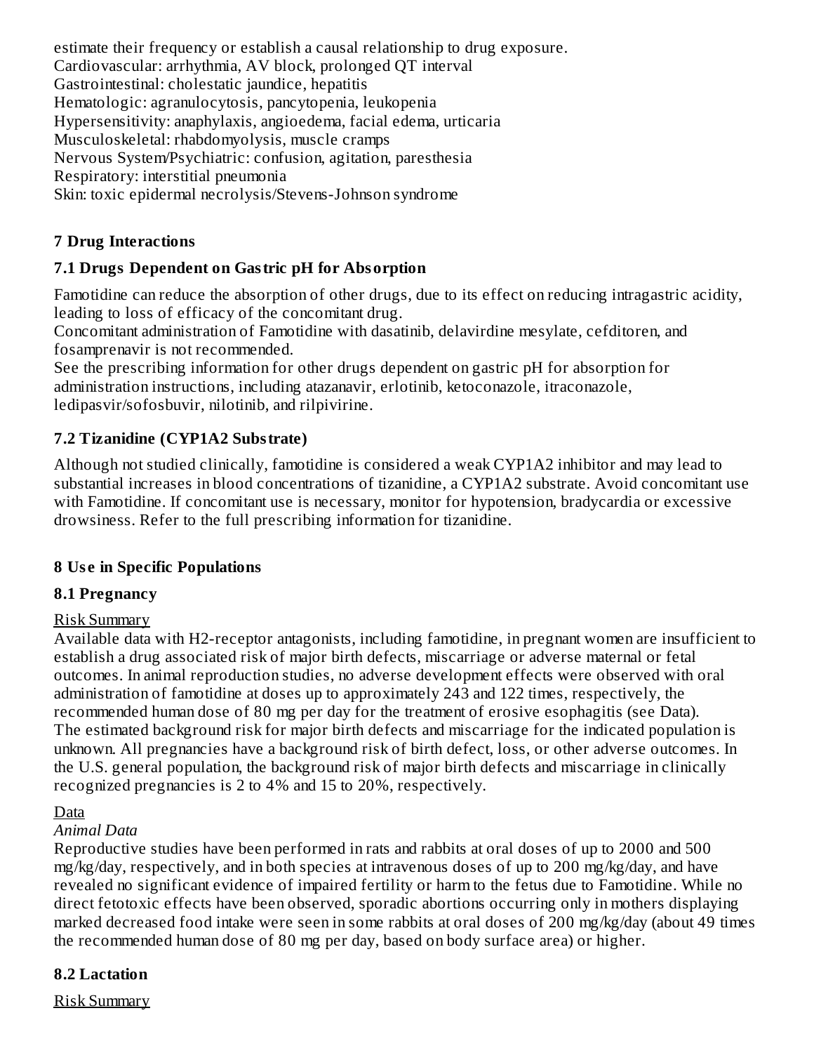estimate their frequency or establish a causal relationship to drug exposure.
Cardiovascular: arrhythmia, AV block, prolonged QT interval
Gastrointestinal: cholestatic jaundice, hepatitis
Hematologic: agranulocytosis, pancytopenia, leukopenia
Hypersensitivity: anaphylaxis, angioedema, facial edema, urticaria
Musculoskeletal: rhabdomyolysis, muscle cramps
Nervous System/Psychiatric: confusion, agitation, paresthesia
Respiratory: interstitial pneumonia
Skin: toxic epidermal necrolysis/Stevens-Johnson syndrome

## 7 Drug Interactions

### 7.1 Drugs Dependent on Gastric pH for Absorption

Famotidine can reduce the absorption of other drugs, due to its effect on reducing intragastric acidity, leading to loss of efficacy of the concomitant drug.
Concomitant administration of Famotidine with dasatinib, delavirdine mesylate, cefditoren, and fosamprenavir is not recommended.
See the prescribing information for other drugs dependent on gastric pH for absorption for administration instructions, including atazanavir, erlotinib, ketoconazole, itraconazole, ledipasvir/sofosbuvir, nilotinib, and rilpivirine.

### 7.2 Tizanidine (CYP1A2 Substrate)

Although not studied clinically, famotidine is considered a weak CYP1A2 inhibitor and may lead to substantial increases in blood concentrations of tizanidine, a CYP1A2 substrate. Avoid concomitant use with Famotidine. If concomitant use is necessary, monitor for hypotension, bradycardia or excessive drowsiness. Refer to the full prescribing information for tizanidine.

## 8 Use in Specific Populations

### 8.1 Pregnancy

Risk Summary

Available data with H2-receptor antagonists, including famotidine, in pregnant women are insufficient to establish a drug associated risk of major birth defects, miscarriage or adverse maternal or fetal outcomes. In animal reproduction studies, no adverse development effects were observed with oral administration of famotidine at doses up to approximately 243 and 122 times, respectively, the recommended human dose of 80 mg per day for the treatment of erosive esophagitis (see Data).
The estimated background risk for major birth defects and miscarriage for the indicated population is unknown. All pregnancies have a background risk of birth defect, loss, or other adverse outcomes. In the U.S. general population, the background risk of major birth defects and miscarriage in clinically recognized pregnancies is 2 to 4% and 15 to 20%, respectively.

Data

*Animal Data*

Reproductive studies have been performed in rats and rabbits at oral doses of up to 2000 and 500 mg/kg/day, respectively, and in both species at intravenous doses of up to 200 mg/kg/day, and have revealed no significant evidence of impaired fertility or harm to the fetus due to Famotidine. While no direct fetotoxic effects have been observed, sporadic abortions occurring only in mothers displaying marked decreased food intake were seen in some rabbits at oral doses of 200 mg/kg/day (about 49 times the recommended human dose of 80 mg per day, based on body surface area) or higher.

### 8.2 Lactation

Risk Summary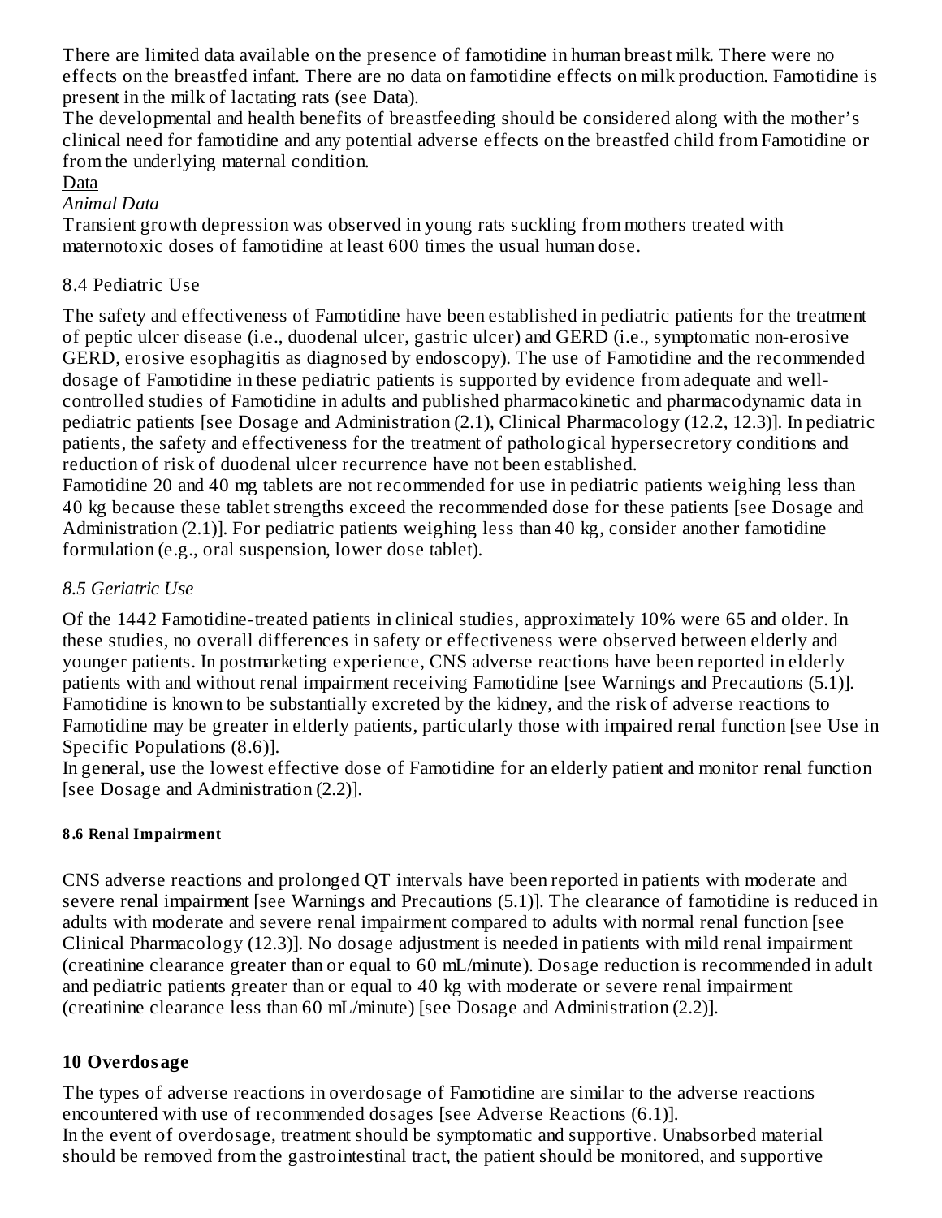There are limited data available on the presence of famotidine in human breast milk. There were no effects on the breastfed infant. There are no data on famotidine effects on milk production. Famotidine is present in the milk of lactating rats (see Data).

The developmental and health benefits of breastfeeding should be considered along with the mother's clinical need for famotidine and any potential adverse effects on the breastfed child from Famotidine or from the underlying maternal condition.

Data

*Animal Data*

Transient growth depression was observed in young rats suckling from mothers treated with maternotoxic doses of famotidine at least 600 times the usual human dose.

### 8.4 Pediatric Use

The safety and effectiveness of Famotidine have been established in pediatric patients for the treatment of peptic ulcer disease (i.e., duodenal ulcer, gastric ulcer) and GERD (i.e., symptomatic non-erosive GERD, erosive esophagitis as diagnosed by endoscopy). The use of Famotidine and the recommended dosage of Famotidine in these pediatric patients is supported by evidence from adequate and well-controlled studies of Famotidine in adults and published pharmacokinetic and pharmacodynamic data in pediatric patients [see Dosage and Administration (2.1), Clinical Pharmacology (12.2, 12.3)]. In pediatric patients, the safety and effectiveness for the treatment of pathological hypersecretory conditions and reduction of risk of duodenal ulcer recurrence have not been established.

Famotidine 20 and 40 mg tablets are not recommended for use in pediatric patients weighing less than 40 kg because these tablet strengths exceed the recommended dose for these patients [see Dosage and Administration (2.1)]. For pediatric patients weighing less than 40 kg, consider another famotidine formulation (e.g., oral suspension, lower dose tablet).

### *8.5 Geriatric Use*

Of the 1442 Famotidine-treated patients in clinical studies, approximately 10% were 65 and older. In these studies, no overall differences in safety or effectiveness were observed between elderly and younger patients. In postmarketing experience, CNS adverse reactions have been reported in elderly patients with and without renal impairment receiving Famotidine [see Warnings and Precautions (5.1)]. Famotidine is known to be substantially excreted by the kidney, and the risk of adverse reactions to Famotidine may be greater in elderly patients, particularly those with impaired renal function [see Use in Specific Populations (8.6)].

In general, use the lowest effective dose of Famotidine for an elderly patient and monitor renal function [see Dosage and Administration (2.2)].

### 8.6 Renal Impairment

CNS adverse reactions and prolonged QT intervals have been reported in patients with moderate and severe renal impairment [see Warnings and Precautions (5.1)]. The clearance of famotidine is reduced in adults with moderate and severe renal impairment compared to adults with normal renal function [see Clinical Pharmacology (12.3)]. No dosage adjustment is needed in patients with mild renal impairment (creatinine clearance greater than or equal to 60 mL/minute). Dosage reduction is recommended in adult and pediatric patients greater than or equal to 40 kg with moderate or severe renal impairment (creatinine clearance less than 60 mL/minute) [see Dosage and Administration (2.2)].

## 10 Overdosage

The types of adverse reactions in overdosage of Famotidine are similar to the adverse reactions encountered with use of recommended dosages [see Adverse Reactions (6.1)].

In the event of overdosage, treatment should be symptomatic and supportive. Unabsorbed material should be removed from the gastrointestinal tract, the patient should be monitored, and supportive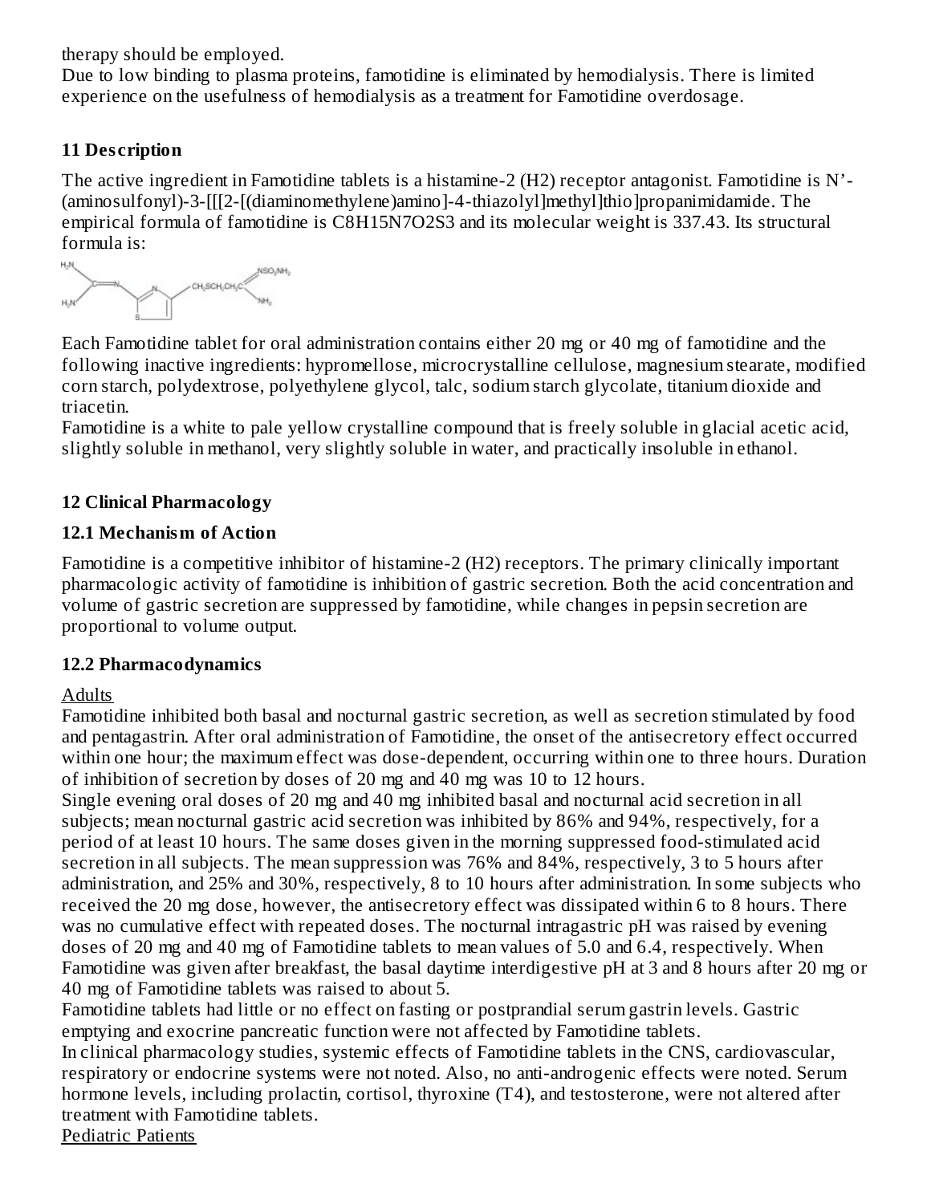therapy should be employed.

Due to low binding to plasma proteins, famotidine is eliminated by hemodialysis. There is limited experience on the usefulness of hemodialysis as a treatment for Famotidine overdosage.

## 11 Description

The active ingredient in Famotidine tablets is a histamine-2 (H2) receptor antagonist. Famotidine is N'-(aminosulfonyl)-3-[[[2-[(diaminomethylene)amino]-4-thiazolyl]methyl]thio]propanimidamide. The empirical formula of famotidine is $C_8H_{15}N_7O_2S_3$ and its molecular weight is 337.43. Its structural formula is:

Each Famotidine tablet for oral administration contains either 20 mg or 40 mg of famotidine and the following inactive ingredients: hypromellose, microcrystalline cellulose, magnesium stearate, modified corn starch, polydextrose, polyethylene glycol, talc, sodium starch glycolate, titanium dioxide and triacetin.

Famotidine is a white to pale yellow crystalline compound that is freely soluble in glacial acetic acid, slightly soluble in methanol, very slightly soluble in water, and practically insoluble in ethanol.

## 12 Clinical Pharmacology

### 12.1 Mechanism of Action

Famotidine is a competitive inhibitor of histamine-2 (H2) receptors. The primary clinically important pharmacologic activity of famotidine is inhibition of gastric secretion. Both the acid concentration and volume of gastric secretion are suppressed by famotidine, while changes in pepsin secretion are proportional to volume output.

### 12.2 Pharmacodynamics

Adults

Famotidine inhibited both basal and nocturnal gastric secretion, as well as secretion stimulated by food and pentagastrin. After oral administration of Famotidine, the onset of the antisecretory effect occurred within one hour; the maximum effect was dose-dependent, occurring within one to three hours. Duration of inhibition of secretion by doses of 20 mg and 40 mg was 10 to 12 hours.

Single evening oral doses of 20 mg and 40 mg inhibited basal and nocturnal acid secretion in all subjects; mean nocturnal gastric acid secretion was inhibited by 86% and 94%, respectively, for a period of at least 10 hours. The same doses given in the morning suppressed food-stimulated acid secretion in all subjects. The mean suppression was 76% and 84%, respectively, 3 to 5 hours after administration, and 25% and 30%, respectively, 8 to 10 hours after administration. In some subjects who received the 20 mg dose, however, the antisecretory effect was dissipated within 6 to 8 hours. There was no cumulative effect with repeated doses. The nocturnal intragastric pH was raised by evening doses of 20 mg and 40 mg of Famotidine tablets to mean values of 5.0 and 6.4, respectively. When Famotidine was given after breakfast, the basal daytime interdigestive pH at 3 and 8 hours after 20 mg or 40 mg of Famotidine tablets was raised to about 5.

Famotidine tablets had little or no effect on fasting or postprandial serum gastrin levels. Gastric emptying and exocrine pancreatic function were not affected by Famotidine tablets.

In clinical pharmacology studies, systemic effects of Famotidine tablets in the CNS, cardiovascular, respiratory or endocrine systems were not noted. Also, no anti-androgenic effects were noted. Serum hormone levels, including prolactin, cortisol, thyroxine (T4), and testosterone, were not altered after treatment with Famotidine tablets.

Pediatric Patients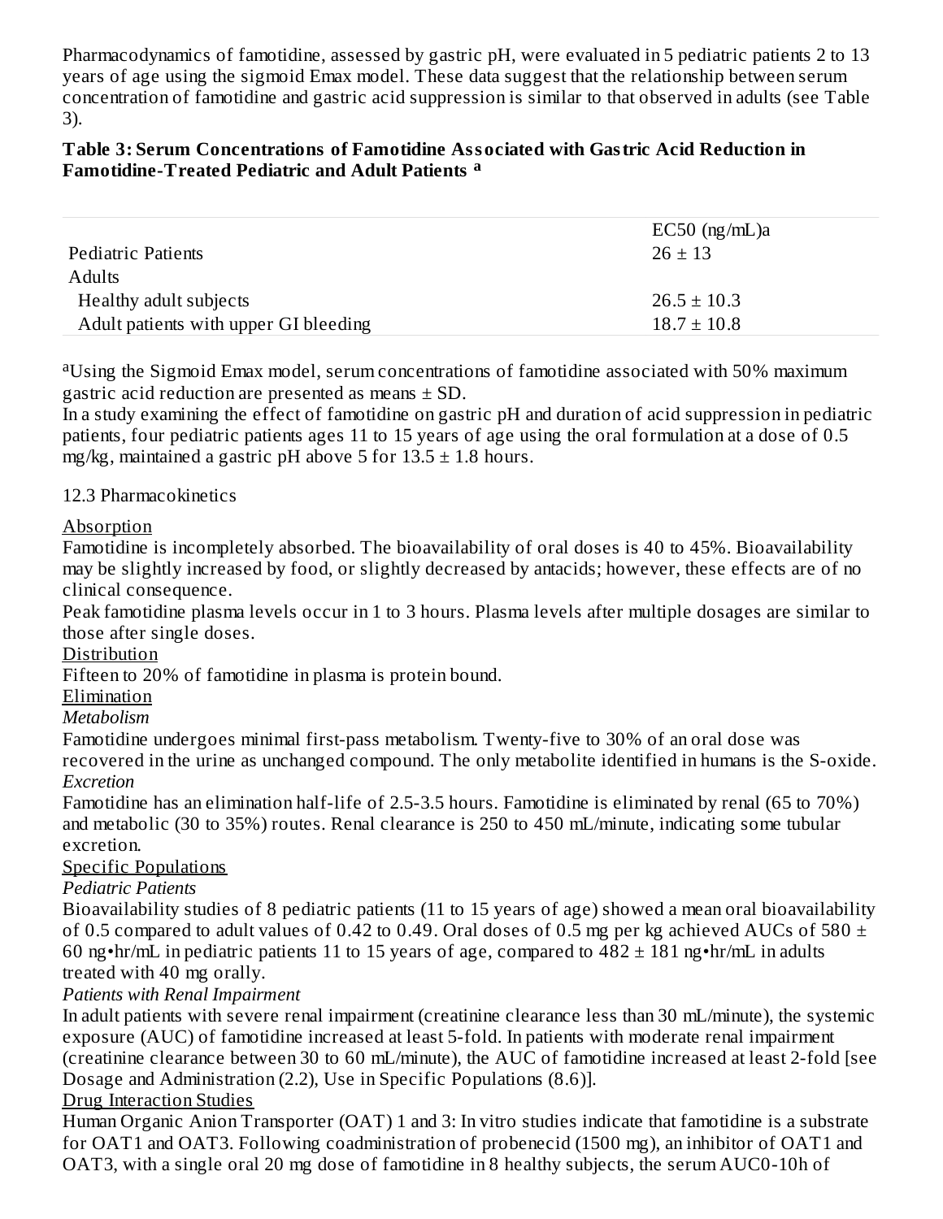Pharmacodynamics of famotidine, assessed by gastric pH, were evaluated in 5 pediatric patients 2 to 13 years of age using the sigmoid Emax model. These data suggest that the relationship between serum concentration of famotidine and gastric acid suppression is similar to that observed in adults (see Table 3).

**Table 3: Serum Concentrations of Famotidine Associated with Gastric Acid Reduction in Famotidine-Treated Pediatric and Adult Patients [a]**

| | EC50 (ng/mL)a |
|---|---|
| Pediatric Patients | 26 ± 13 |
| Adults | |
| Healthy adult subjects | 26.5 ± 10.3 |
| Adult patients with upper GI bleeding | 18.7 ± 10.8 |

[a]Using the Sigmoid Emax model, serum concentrations of famotidine associated with 50% maximum gastric acid reduction are presented as means ± SD.

In a study examining the effect of famotidine on gastric pH and duration of acid suppression in pediatric patients, four pediatric patients ages 11 to 15 years of age using the oral formulation at a dose of 0.5 mg/kg, maintained a gastric pH above 5 for 13.5 ± 1.8 hours.

12.3 Pharmacokinetics

Absorption

Famotidine is incompletely absorbed. The bioavailability of oral doses is 40 to 45%. Bioavailability may be slightly increased by food, or slightly decreased by antacids; however, these effects are of no clinical consequence.

Peak famotidine plasma levels occur in 1 to 3 hours. Plasma levels after multiple dosages are similar to those after single doses.

Distribution

Fifteen to 20% of famotidine in plasma is protein bound.

Elimination

*Metabolism*

Famotidine undergoes minimal first-pass metabolism. Twenty-five to 30% of an oral dose was recovered in the urine as unchanged compound. The only metabolite identified in humans is the S-oxide.

*Excretion*

Famotidine has an elimination half-life of 2.5-3.5 hours. Famotidine is eliminated by renal (65 to 70%) and metabolic (30 to 35%) routes. Renal clearance is 250 to 450 mL/minute, indicating some tubular excretion.

Specific Populations

*Pediatric Patients*

Bioavailability studies of 8 pediatric patients (11 to 15 years of age) showed a mean oral bioavailability of 0.5 compared to adult values of 0.42 to 0.49. Oral doses of 0.5 mg per kg achieved AUCs of 580 ± 60 ng•hr/mL in pediatric patients 11 to 15 years of age, compared to 482 ± 181 ng•hr/mL in adults treated with 40 mg orally.

*Patients with Renal Impairment*

In adult patients with severe renal impairment (creatinine clearance less than 30 mL/minute), the systemic exposure (AUC) of famotidine increased at least 5-fold. In patients with moderate renal impairment (creatinine clearance between 30 to 60 mL/minute), the AUC of famotidine increased at least 2-fold [see Dosage and Administration (2.2), Use in Specific Populations (8.6)].

Drug Interaction Studies

Human Organic Anion Transporter (OAT) 1 and 3: In vitro studies indicate that famotidine is a substrate for OAT1 and OAT3. Following coadministration of probenecid (1500 mg), an inhibitor of OAT1 and OAT3, with a single oral 20 mg dose of famotidine in 8 healthy subjects, the serum AUC0-10h of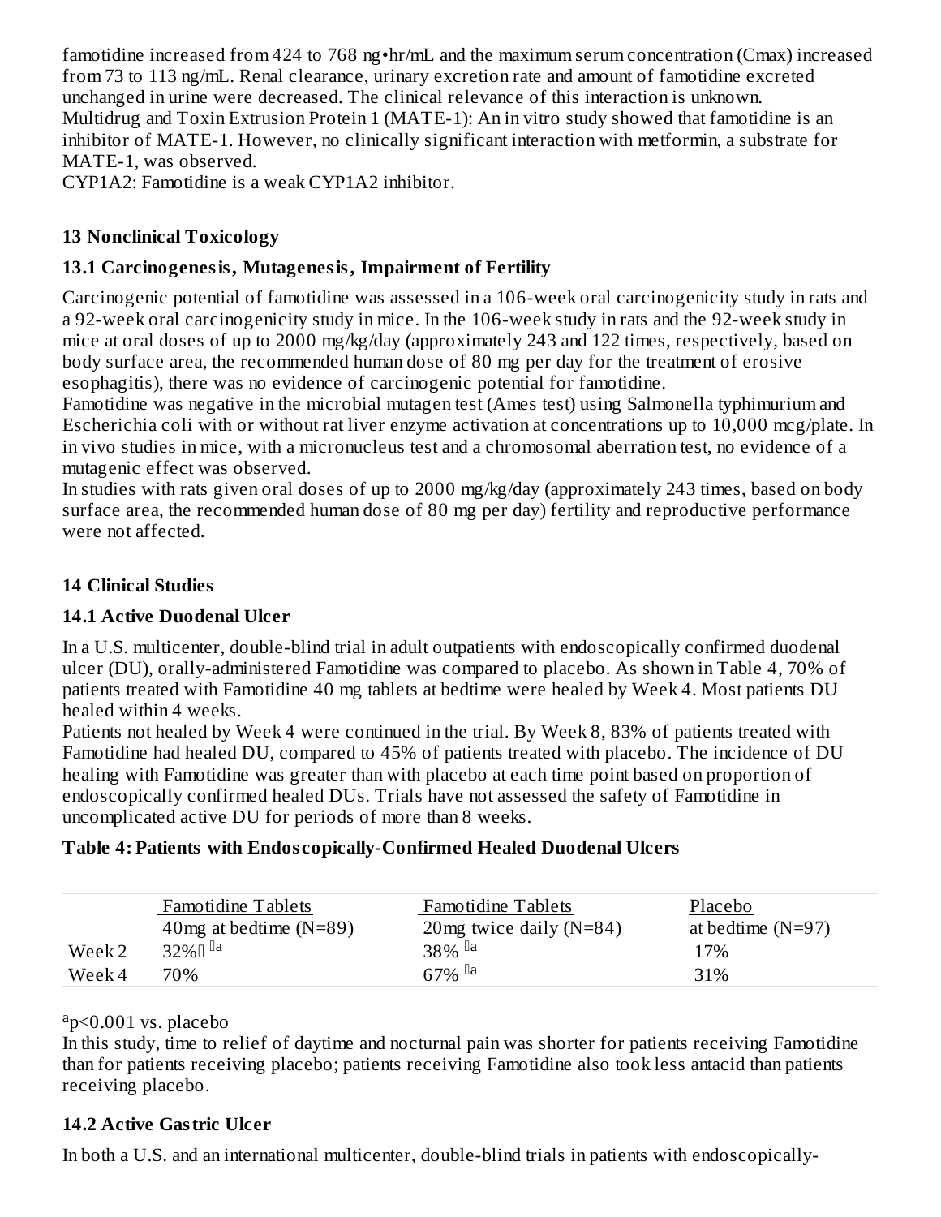famotidine increased from 424 to 768 ng•hr/mL and the maximum serum concentration (Cmax) increased from 73 to 113 ng/mL. Renal clearance, urinary excretion rate and amount of famotidine excreted unchanged in urine were decreased. The clinical relevance of this interaction is unknown.
Multidrug and Toxin Extrusion Protein 1 (MATE-1): An in vitro study showed that famotidine is an inhibitor of MATE-1. However, no clinically significant interaction with metformin, a substrate for MATE-1, was observed.
CYP1A2: Famotidine is a weak CYP1A2 inhibitor.

## 13 Nonclinical Toxicology

### 13.1 Carcinogenesis, Mutagenesis, Impairment of Fertility

Carcinogenic potential of famotidine was assessed in a 106-week oral carcinogenicity study in rats and a 92-week oral carcinogenicity study in mice. In the 106-week study in rats and the 92-week study in mice at oral doses of up to 2000 mg/kg/day (approximately 243 and 122 times, respectively, based on body surface area, the recommended human dose of 80 mg per day for the treatment of erosive esophagitis), there was no evidence of carcinogenic potential for famotidine.
Famotidine was negative in the microbial mutagen test (Ames test) using Salmonella typhimurium and Escherichia coli with or without rat liver enzyme activation at concentrations up to 10,000 mcg/plate. In in vivo studies in mice, with a micronucleus test and a chromosomal aberration test, no evidence of a mutagenic effect was observed.
In studies with rats given oral doses of up to 2000 mg/kg/day (approximately 243 times, based on body surface area, the recommended human dose of 80 mg per day) fertility and reproductive performance were not affected.

## 14 Clinical Studies

### 14.1 Active Duodenal Ulcer

In a U.S. multicenter, double-blind trial in adult outpatients with endoscopically confirmed duodenal ulcer (DU), orally-administered Famotidine was compared to placebo. As shown in Table 4, 70% of patients treated with Famotidine 40 mg tablets at bedtime were healed by Week 4. Most patients DU healed within 4 weeks.
Patients not healed by Week 4 were continued in the trial. By Week 8, 83% of patients treated with Famotidine had healed DU, compared to 45% of patients treated with placebo. The incidence of DU healing with Famotidine was greater than with placebo at each time point based on proportion of endoscopically confirmed healed DUs. Trials have not assessed the safety of Famotidine in uncomplicated active DU for periods of more than 8 weeks.

**Table 4: Patients with Endoscopically-Confirmed Healed Duodenal Ulcers**

| | Famotidine Tablets 40mg at bedtime (N=89) | Famotidine Tablets 20mg twice daily (N=84) | Placebo at bedtime (N=97) |
|---|---|---|---|
| Week 2 | 32%[a] | 38%[a] | 17% |
| Week 4 | 70% | 67%[a] | 31% |

[a]$p<0.001$ vs. placebo

In this study, time to relief of daytime and nocturnal pain was shorter for patients receiving Famotidine than for patients receiving placebo; patients receiving Famotidine also took less antacid than patients receiving placebo.

### 14.2 Active Gastric Ulcer

In both a U.S. and an international multicenter, double-blind trials in patients with endoscopically-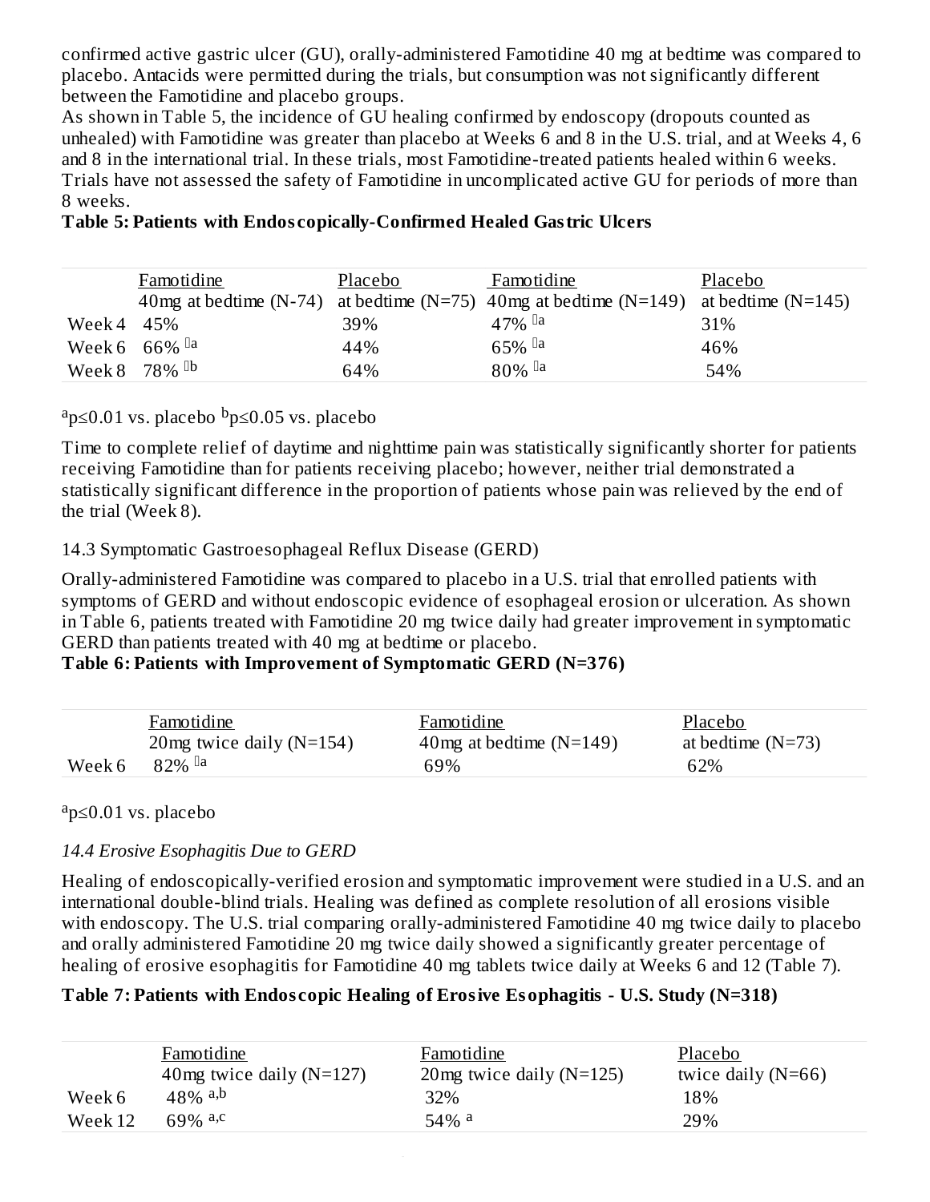confirmed active gastric ulcer (GU), orally-administered Famotidine 40 mg at bedtime was compared to placebo. Antacids were permitted during the trials, but consumption was not significantly different between the Famotidine and placebo groups.

As shown in Table 5, the incidence of GU healing confirmed by endoscopy (dropouts counted as unhealed) with Famotidine was greater than placebo at Weeks 6 and 8 in the U.S. trial, and at Weeks 4, 6 and 8 in the international trial. In these trials, most Famotidine-treated patients healed within 6 weeks. Trials have not assessed the safety of Famotidine in uncomplicated active GU for periods of more than 8 weeks.

**Table 5: Patients with Endoscopically-Confirmed Healed Gastric Ulcers**

| | Famotidine 40mg at bedtime (N-74) | Placebo at bedtime (N=75) | Famotidine 40mg at bedtime (N=149) | Placebo at bedtime (N=145) |
|---|---|---|---|---|
| Week 4 | 45% | 39% | 47% [a] | 31% |
| Week 6 | 66% [a] | 44% | 65% [a] | 46% |
| Week 8 | 78% [b] | 64% | 80% [a] | 54% |

[a] $p \leq 0.01$ vs. placebo [b] $p \leq 0.05$ vs. placebo

Time to complete relief of daytime and nighttime pain was statistically significantly shorter for patients receiving Famotidine than for patients receiving placebo; however, neither trial demonstrated a statistically significant difference in the proportion of patients whose pain was relieved by the end of the trial (Week 8).

## 14.3 Symptomatic Gastroesophageal Reflux Disease (GERD)

Orally-administered Famotidine was compared to placebo in a U.S. trial that enrolled patients with symptoms of GERD and without endoscopic evidence of esophageal erosion or ulceration. As shown in Table 6, patients treated with Famotidine 20 mg twice daily had greater improvement in symptomatic GERD than patients treated with 40 mg at bedtime or placebo.

**Table 6: Patients with Improvement of Symptomatic GERD (N=376)**

| | Famotidine 20mg twice daily (N=154) | Famotidine 40mg at bedtime (N=149) | Placebo at bedtime (N=73) |
|---|---|---|---|
| Week 6 | 82% [a] | 69% | 62% |

[a] $p \leq 0.01$ vs. placebo

## *14.4 Erosive Esophagitis Due to GERD*

Healing of endoscopically-verified erosion and symptomatic improvement were studied in a U.S. and an international double-blind trials. Healing was defined as complete resolution of all erosions visible with endoscopy. The U.S. trial comparing orally-administered Famotidine 40 mg twice daily to placebo and orally administered Famotidine 20 mg twice daily showed a significantly greater percentage of healing of erosive esophagitis for Famotidine 40 mg tablets twice daily at Weeks 6 and 12 (Table 7).

**Table 7: Patients with Endoscopic Healing of Erosive Esophagitis - U.S. Study (N=318)**

| | Famotidine 40mg twice daily (N=127) | Famotidine 20mg twice daily (N=125) | Placebo twice daily (N=66) |
|---|---|---|---|
| Week 6 | 48% [a,b] | 32% | 18% |
| Week 12 | 69% [a,c] | 54% [a] | 29% |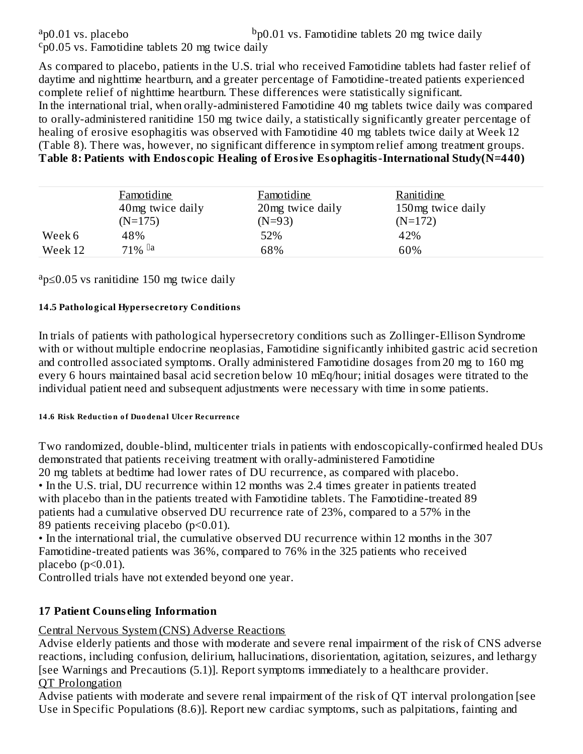[a]p0.01 vs. placebo [b]p0.01 vs. Famotidine tablets 20 mg twice daily
[c]p0.05 vs. Famotidine tablets 20 mg twice daily

As compared to placebo, patients in the U.S. trial who received Famotidine tablets had faster relief of daytime and nighttime heartburn, and a greater percentage of Famotidine-treated patients experienced complete relief of nighttime heartburn. These differences were statistically significant.
In the international trial, when orally-administered Famotidine 40 mg tablets twice daily was compared to orally-administered ranitidine 150 mg twice daily, a statistically significantly greater percentage of healing of erosive esophagitis was observed with Famotidine 40 mg tablets twice daily at Week 12 (Table 8). There was, however, no significant difference in symptom relief among treatment groups.

**Table 8: Patients with Endoscopic Healing of Erosive Esophagitis-International Study(N=440)**

| | Famotidine 40mg twice daily (N=175) | Famotidine 20mg twice daily (N=93) | Ranitidine 150mg twice daily (N=172) |
|---|---|---|---|
| Week 6 | 48% | 52% | 42% |
| Week 12 | 71% [a] | 68% | 60% |

[a]p≤0.05 vs ranitidine 150 mg twice daily

#### 14.5 Pathological Hypersecretory Conditions

In trials of patients with pathological hypersecretory conditions such as Zollinger-Ellison Syndrome with or without multiple endocrine neoplasias, Famotidine significantly inhibited gastric acid secretion and controlled associated symptoms. Orally administered Famotidine dosages from 20 mg to 160 mg every 6 hours maintained basal acid secretion below 10 mEq/hour; initial dosages were titrated to the individual patient need and subsequent adjustments were necessary with time in some patients.

#### 14.6 Risk Reduction of Duodenal Ulcer Recurrence

Two randomized, double-blind, multicenter trials in patients with endoscopically-confirmed healed DUs demonstrated that patients receiving treatment with orally-administered Famotidine 20 mg tablets at bedtime had lower rates of DU recurrence, as compared with placebo.

- In the U.S. trial, DU recurrence within 12 months was 2.4 times greater in patients treated with placebo than in the patients treated with Famotidine tablets. The Famotidine-treated 89 patients had a cumulative observed DU recurrence rate of 23%, compared to a 57% in the 89 patients receiving placebo (p<0.01).
- In the international trial, the cumulative observed DU recurrence within 12 months in the 307 Famotidine-treated patients was 36%, compared to 76% in the 325 patients who received placebo (p<0.01).

Controlled trials have not extended beyond one year.

## 17 Patient Counseling Information

Central Nervous System (CNS) Adverse Reactions

Advise elderly patients and those with moderate and severe renal impairment of the risk of CNS adverse reactions, including confusion, delirium, hallucinations, disorientation, agitation, seizures, and lethargy [see Warnings and Precautions (5.1)]. Report symptoms immediately to a healthcare provider.

QT Prolongation

Advise patients with moderate and severe renal impairment of the risk of QT interval prolongation [see Use in Specific Populations (8.6)]. Report new cardiac symptoms, such as palpitations, fainting and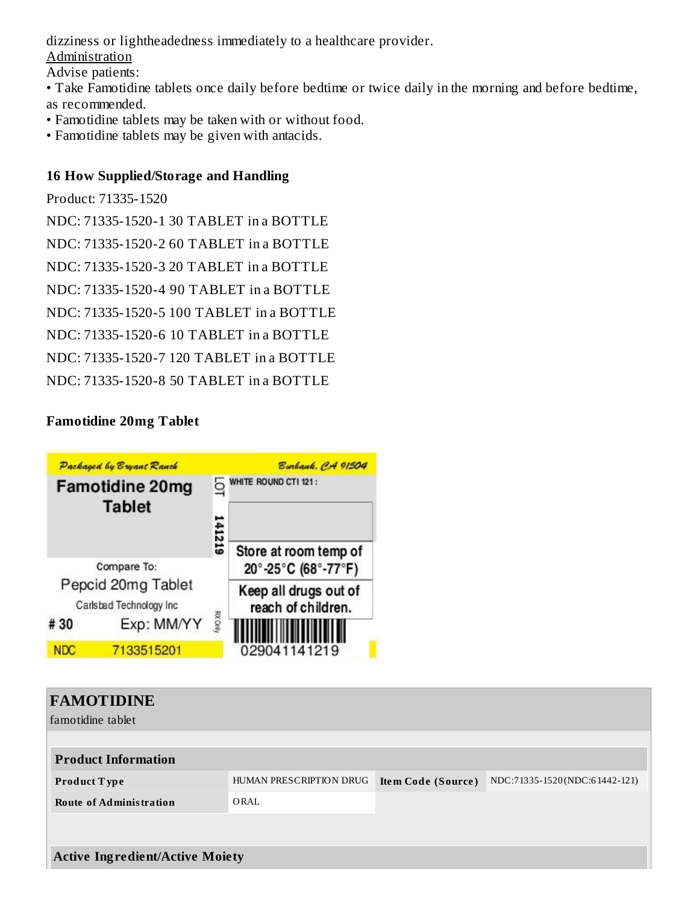dizziness or lightheadedness immediately to a healthcare provider.

Administration

Advise patients:

- Take Famotidine tablets once daily before bedtime or twice daily in the morning and before bedtime, as recommended.
- Famotidine tablets may be taken with or without food.
- Famotidine tablets may be given with antacids.

### 16 How Supplied/Storage and Handling

Product: 71335-1520

NDC: 71335-1520-1 30 TABLET in a BOTTLE

NDC: 71335-1520-2 60 TABLET in a BOTTLE

NDC: 71335-1520-3 20 TABLET in a BOTTLE

NDC: 71335-1520-4 90 TABLET in a BOTTLE

NDC: 71335-1520-5 100 TABLET in a BOTTLE

NDC: 71335-1520-6 10 TABLET in a BOTTLE

NDC: 71335-1520-7 120 TABLET in a BOTTLE

NDC: 71335-1520-8 50 TABLET in a BOTTLE

### Famotidine 20mg Tablet

Packaged by Bryant Ranch — Burbank, CA 91504

Famotidine 20mg Tablet

LOT 141219

WHITE ROUND CTI 121 :

Store at room temp of 20°-25°C (68°-77°F)

Compare To: Pepcid 20mg Tablet

Carlsbad Technology Inc

Keep all drugs out of reach of children.

# 30 Exp: MM/YY

RX Only

NDC 7133515201

029041141219

## FAMOTIDINE

famotidine tablet

| Product Information | | | |
|---|---|---|---|
| **Product Type** | HUMAN PRESCRIPTION DRUG | **Item Code (Source)** | NDC:71335-1520(NDC:61442-121) |
| **Route of Administration** | ORAL | | |

**Active Ingredient/Active Moiety**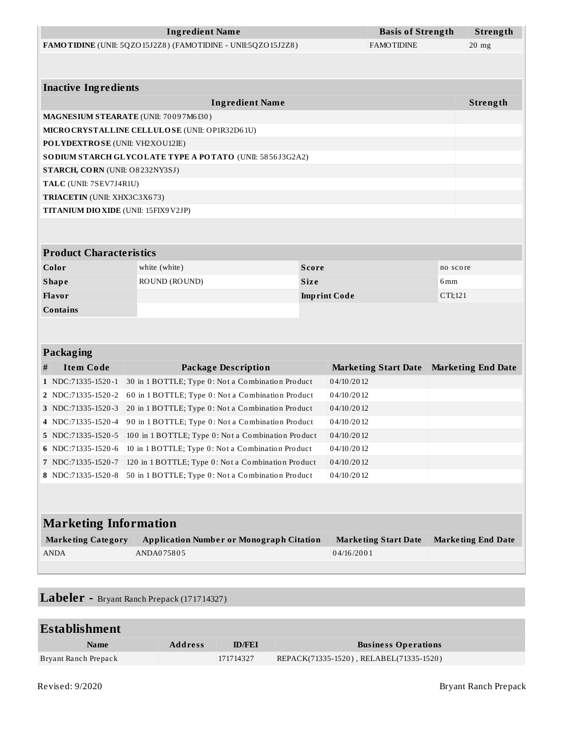| Ingredient Name | Basis of Strength | Strength |
|---|---|---|
| **FAMOTIDINE** (UNII: 5QZO15J2Z8) (FAMOTIDINE - UNII:5QZO15J2Z8) | FAMOTIDINE | 20 mg |

| Inactive Ingredients | |
|---|---|
| **Ingredient Name** | **Strength** |
| **MAGNESIUM STEARATE** (UNII: 70097M6I30) | |
| **MICROCRYSTALLINE CELLULOSE** (UNII: OP1R32D61U) | |
| **POLYDEXTROSE** (UNII: VH2XOU12IE) | |
| **SODIUM STARCH GLYCOLATE TYPE A POTATO** (UNII: 5856J3G2A2) | |
| **STARCH, CORN** (UNII: O8232NY3SJ) | |
| **TALC** (UNII: 7SEV7J4R1U) | |
| **TRIACETIN** (UNII: XHX3C3X673) | |
| **TITANIUM DIOXIDE** (UNII: 15FIX9V2JP) | |

| Product Characteristics | | | |
|---|---|---|---|
| **Color** | white (white) | **Score** | no score |
| **Shape** | ROUND (ROUND) | **Size** | 6mm |
| **Flavor** | | **Imprint Code** | CTI;121 |
| **Contains** | | | |

| Packaging | | | | |
|---|---|---|---|---|
| **#** | **Item Code** | **Package Description** | **Marketing Start Date** | **Marketing End Date** |
| 1 | NDC:71335-1520-1 | 30 in 1 BOTTLE; Type 0: Not a Combination Product | 04/10/2012 | |
| 2 | NDC:71335-1520-2 | 60 in 1 BOTTLE; Type 0: Not a Combination Product | 04/10/2012 | |
| 3 | NDC:71335-1520-3 | 20 in 1 BOTTLE; Type 0: Not a Combination Product | 04/10/2012 | |
| 4 | NDC:71335-1520-4 | 90 in 1 BOTTLE; Type 0: Not a Combination Product | 04/10/2012 | |
| 5 | NDC:71335-1520-5 | 100 in 1 BOTTLE; Type 0: Not a Combination Product | 04/10/2012 | |
| 6 | NDC:71335-1520-6 | 10 in 1 BOTTLE; Type 0: Not a Combination Product | 04/10/2012 | |
| 7 | NDC:71335-1520-7 | 120 in 1 BOTTLE; Type 0: Not a Combination Product | 04/10/2012 | |
| 8 | NDC:71335-1520-8 | 50 in 1 BOTTLE; Type 0: Not a Combination Product | 04/10/2012 | |

| Marketing Information | | | |
|---|---|---|---|
| **Marketing Category** | **Application Number or Monograph Citation** | **Marketing Start Date** | **Marketing End Date** |
| ANDA | ANDA075805 | 04/16/2001 | |

## Labeler - Bryant Ranch Prepack (171714327)

## Establishment

| Name | Address | ID/FEI | Business Operations |
|---|---|---|---|
| Bryant Ranch Prepack | | 171714327 | REPACK(71335-1520), RELABEL(71335-1520) |

Revised: 9/2020

Bryant Ranch Prepack